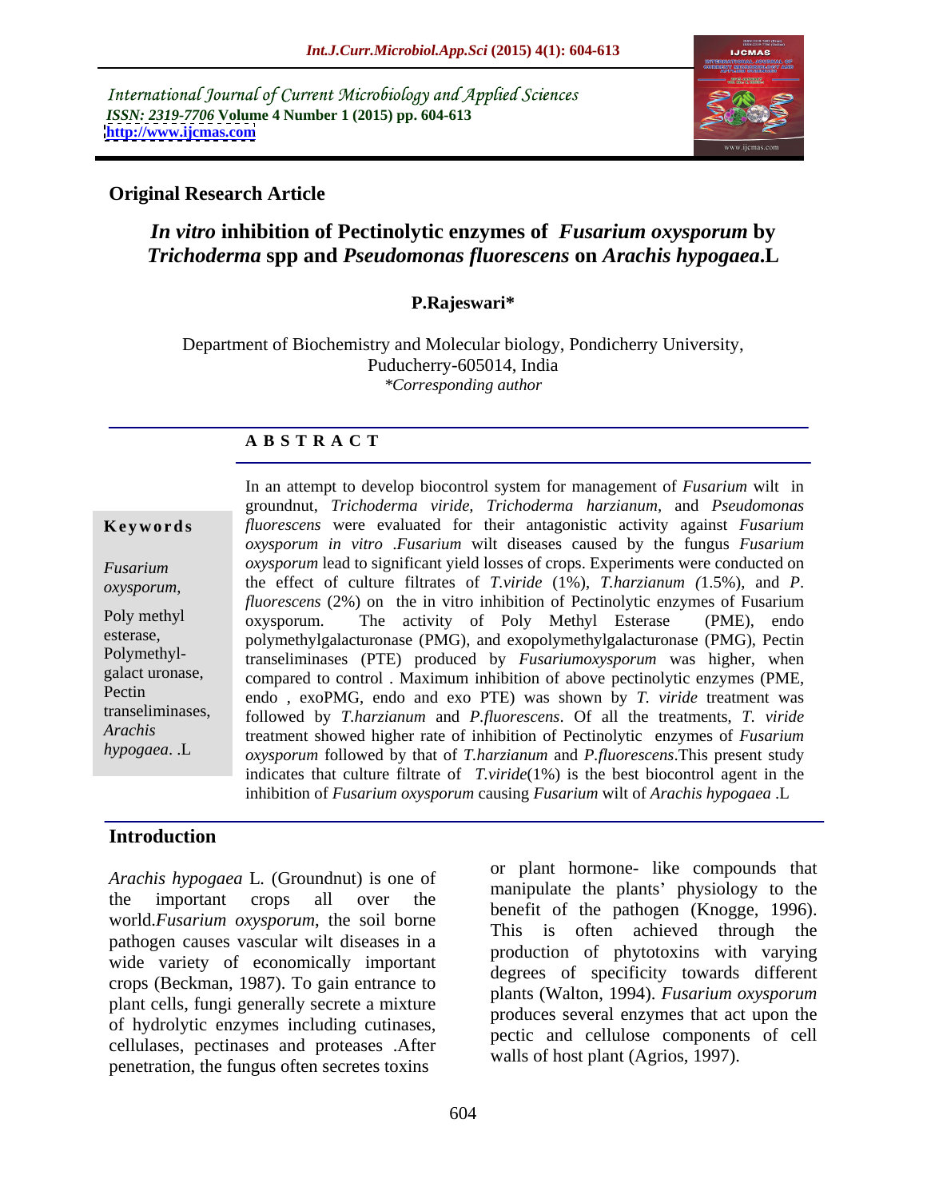International Journal of Current Microbiology and Applied Sciences
*ISSN: 2319-7706* **Volume 4 Number 1 (2015) pp. 604-613**
**http://www.ijcmas.com**

**Original Research Article**

# *In vitro* inhibition of Pectinolytic enzymes of *Fusarium oxysporum* by *Trichoderma* spp and *Pseudomonas fluorescens* on *Arachis hypogaea*.L

**P.Rajeswari***

Department of Biochemistry and Molecular biology, Pondicherry University, Puducherry-605014, India
*\*Corresponding author*

## A B S T R A C T

**Keywords**

*Fusarium oxysporum*, Poly methyl esterase, Polymethyl-galact uronase, Pectin transeliminases, *Arachis hypogaea*. .L

In an attempt to develop biocontrol system for management of *Fusarium* wilt in groundnut, *Trichoderma viride*, *Trichoderma harzianum*, and *Pseudomonas fluorescens* were evaluated for their antagonistic activity against *Fusarium oxysporum in vitro* .*Fusarium* wilt diseases caused by the fungus *Fusarium oxysporum* lead to significant yield losses of crops. Experiments were conducted on the effect of culture filtrates of *T.viride* (1%), *T.harzianum (*1.5%), and *P. fluorescens* (2%) on the in vitro inhibition of Pectinolytic enzymes of Fusarium oxysporum. The activity of Poly Methyl Esterase (PME), endo polymethylgalacturonase (PMG), and exopolymethylgalacturonase (PMG), Pectin transeliminases (PTE) produced by *Fusariumoxysporum* was higher, when compared to control . Maximum inhibition of above pectinolytic enzymes (PME, endo , exoPMG, endo and exo PTE) was shown by *T. viride* treatment was followed by *T.harzianum* and *P.fluorescens*. Of all the treatments, *T. viride* treatment showed higher rate of inhibition of Pectinolytic enzymes of *Fusarium oxysporum* followed by that of *T.harzianum* and *P.fluorescens*.This present study indicates that culture filtrate of *T.viride*(1%) is the best biocontrol agent in the inhibition of *Fusarium oxysporum* causing *Fusarium* wilt of *Arachis hypogaea* .L

## Introduction

*Arachis hypogaea* L. (Groundnut) is one of the important crops all over the world.*Fusarium oxysporum*, the soil borne pathogen causes vascular wilt diseases in a wide variety of economically important crops (Beckman, 1987). To gain entrance to plant cells, fungi generally secrete a mixture of hydrolytic enzymes including cutinases, cellulases, pectinases and proteases .After penetration, the fungus often secretes toxins or plant hormone- like compounds that manipulate the plants' physiology to the benefit of the pathogen (Knogge, 1996). This is often achieved through the production of phytotoxins with varying degrees of specificity towards different plants (Walton, 1994). *Fusarium oxysporum* produces several enzymes that act upon the pectic and cellulose components of cell walls of host plant (Agrios, 1997).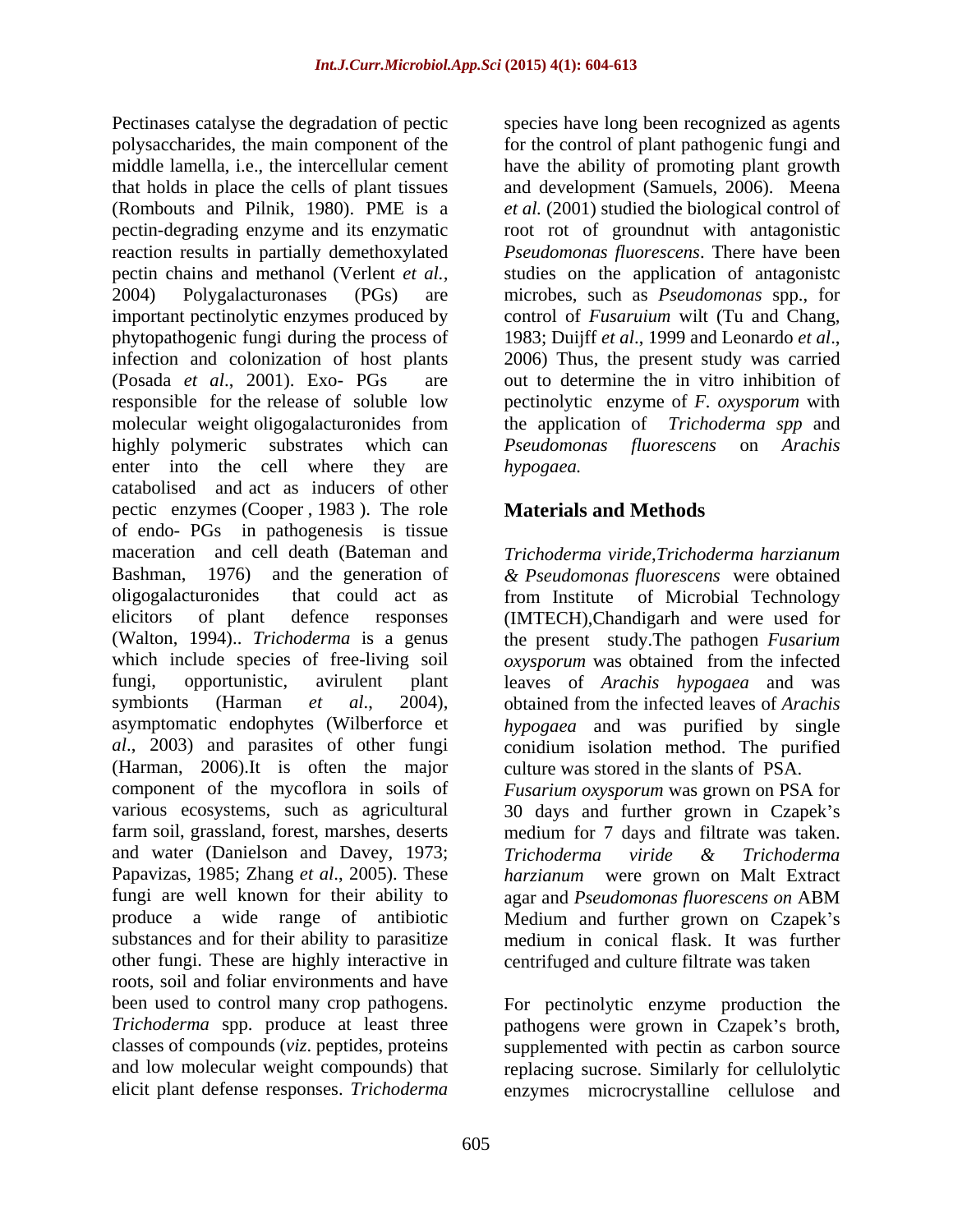Pectinases catalyse the degradation of pectic polysaccharides, the main component of the middle lamella, i.e., the intercellular cement that holds in place the cells of plant tissues (Rombouts and Pilnik, 1980). PME is a pectin-degrading enzyme and its enzymatic reaction results in partially demethoxylated pectin chains and methanol (Verlent *et al.,* 2004) Polygalacturonases (PGs) are important pectinolytic enzymes produced by phytopathogenic fungi during the process of infection and colonization of host plants (Posada *et al*., 2001). Exo- PGs are responsible for the release of soluble low molecular weight oligogalacturonides from highly polymeric substrates which can enter into the cell where they are catabolised and act as inducers of other pectic enzymes (Cooper , 1983 ). The role of endo- PGs in pathogenesis is tissue maceration and cell death (Bateman and Bashman, 1976) and the generation of oligogalacturonides that could act as elicitors of plant defence responses (Walton, 1994).. *Trichoderma* is a genus which include species of free-living soil fungi, opportunistic, avirulent plant symbionts (Harman *et al*., 2004), asymptomatic endophytes (Wilberforce et *al*., 2003) and parasites of other fungi (Harman, 2006).It is often the major component of the mycoflora in soils of various ecosystems, such as agricultural farm soil, grassland, forest, marshes, deserts and water (Danielson and Davey, 1973; Papavizas, 1985; Zhang *et al*., 2005). These fungi are well known for their ability to produce a wide range of antibiotic substances and for their ability to parasitize other fungi. These are highly interactive in roots, soil and foliar environments and have been used to control many crop pathogens. *Trichoderma* spp. produce at least three classes of compounds (*viz*. peptides, proteins and low molecular weight compounds) that elicit plant defense responses. *Trichoderma* species have long been recognized as agents for the control of plant pathogenic fungi and have the ability of promoting plant growth and development (Samuels, 2006). Meena *et al.* (2001) studied the biological control of root rot of groundnut with antagonistic *Pseudomonas fluorescens*. There have been studies on the application of antagonistc microbes, such as *Pseudomonas* spp., for control of *Fusaruium* wilt (Tu and Chang, 1983; Duijff *et al*., 1999 and Leonardo *et al*., 2006) Thus, the present study was carried out to determine the in vitro inhibition of pectinolytic enzyme of *F. oxysporum* with the application of *Trichoderma spp* and *Pseudomonas fluorescens* on *Arachis hypogaea.*

## Materials and Methods

*Trichoderma viride*,*Trichoderma harzianum & Pseudomonas fluorescens* were obtained from Institute of Microbial Technology (IMTECH),Chandigarh and were used for the present study.The pathogen *Fusarium oxysporum* was obtained from the infected leaves of *Arachis hypogaea* and was obtained from the infected leaves of *Arachis hypogaea* and was purified by single conidium isolation method. The purified culture was stored in the slants of PSA.

*Fusarium oxysporum* was grown on PSA for 30 days and further grown in Czapek's medium for 7 days and filtrate was taken. *Trichoderma viride & Trichoderma harzianum* were grown on Malt Extract agar and *Pseudomonas fluorescens on* ABM Medium and further grown on Czapek's medium in conical flask. It was further centrifuged and culture filtrate was taken

For pectinolytic enzyme production the pathogens were grown in Czapek's broth, supplemented with pectin as carbon source replacing sucrose. Similarly for cellulolytic enzymes microcrystalline cellulose and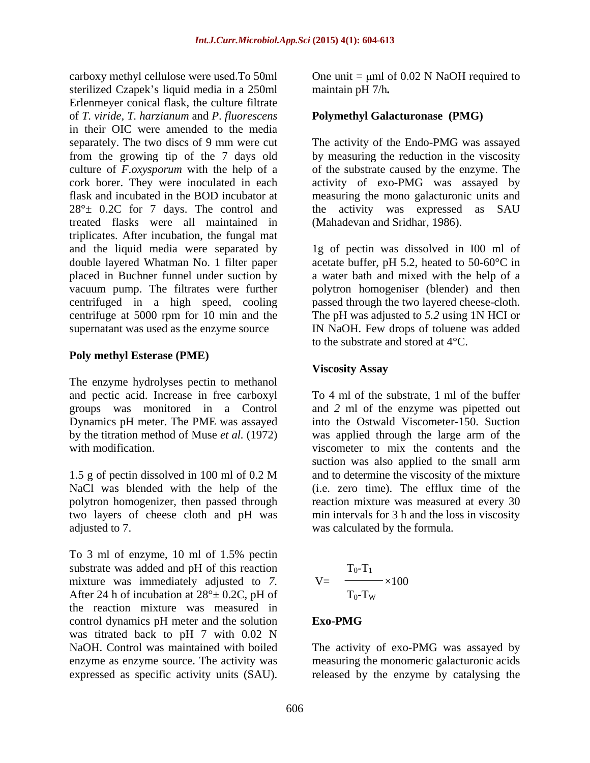carboxy methyl cellulose were used.To 50ml sterilized Czapek's liquid media in a 250ml Erlenmeyer conical flask, the culture filtrate of *T. viride*, *T. harzianum* and *P. fluorescens* in their OIC were amended to the media separately. The two discs of 9 mm were cut from the growing tip of the 7 days old culture of *F.oxysporum* with the help of a cork borer. They were inoculated in each flask and incubated in the BOD incubator at 28°± 0.2C for 7 days. The control and treated flasks were all maintained in triplicates. After incubation, the fungal mat and the liquid media were separated by double layered Whatman No. 1 filter paper placed in Buchner funnel under suction by vacuum pump. The filtrates were further centrifuged in a high speed, cooling centrifuge at 5000 rpm for 10 min and the supernatant was used as the enzyme source

**Poly methyl Esterase (PME)**

The enzyme hydrolyses pectin to methanol and pectic acid. Increase in free carboxyl groups was monitored in a Control Dynamics pH meter. The PME was assayed by the titration method of Muse *et al.* (1972) with modification.

1.5 g of pectin dissolved in 100 ml of 0.2 M NaCl was blended with the help of the polytron homogenizer, then passed through two layers of cheese cloth and pH was adjusted to 7.

To 3 ml of enzyme, 10 ml of 1.5% pectin substrate was added and pH of this reaction mixture was immediately adjusted to *7.* After 24 h of incubation at 28°± 0.2C, pH of the reaction mixture was measured in control dynamics pH meter and the solution was titrated back to pH 7 with 0.02 N NaOH. Control was maintained with boiled enzyme as enzyme source. The activity was expressed as specific activity units (SAU). One unit = µml of 0.02 N NaOH required to maintain pH 7/h**.**

**Polymethyl Galacturonase (PMG)**

The activity of the Endo-PMG was assayed by measuring the reduction in the viscosity of the substrate caused by the enzyme. The activity of exo-PMG was assayed by measuring the mono galacturonic units and the activity was expressed as SAU (Mahadevan and Sridhar, 1986).

1g of pectin was dissolved in I00 ml of acetate buffer, pH 5.2, heated to 50-60°C in a water bath and mixed with the help of a polytron homogeniser (blender) and then passed through the two layered cheese-cloth. The pH was adjusted to *5.2* using 1N HCI or IN NaOH. Few drops of toluene was added to the substrate and stored at 4°C.

**Viscosity Assay**

To 4 ml of the substrate, 1 ml of the buffer and *2* ml of the enzyme was pipetted out into the Ostwald Viscometer-150. Suction was applied through the large arm of the viscometer to mix the contents and the suction was also applied to the small arm and to determine the viscosity of the mixture (i.e. zero time). The efflux time of the reaction mixture was measured at every 30 min intervals for 3 h and the loss in viscosity was calculated by the formula.

$$V = \frac{T_0 - T_1}{T_0 - T_W} \times 100$$

**Exo-PMG**

The activity of exo-PMG was assayed by measuring the monomeric galacturonic acids released by the enzyme by catalysing the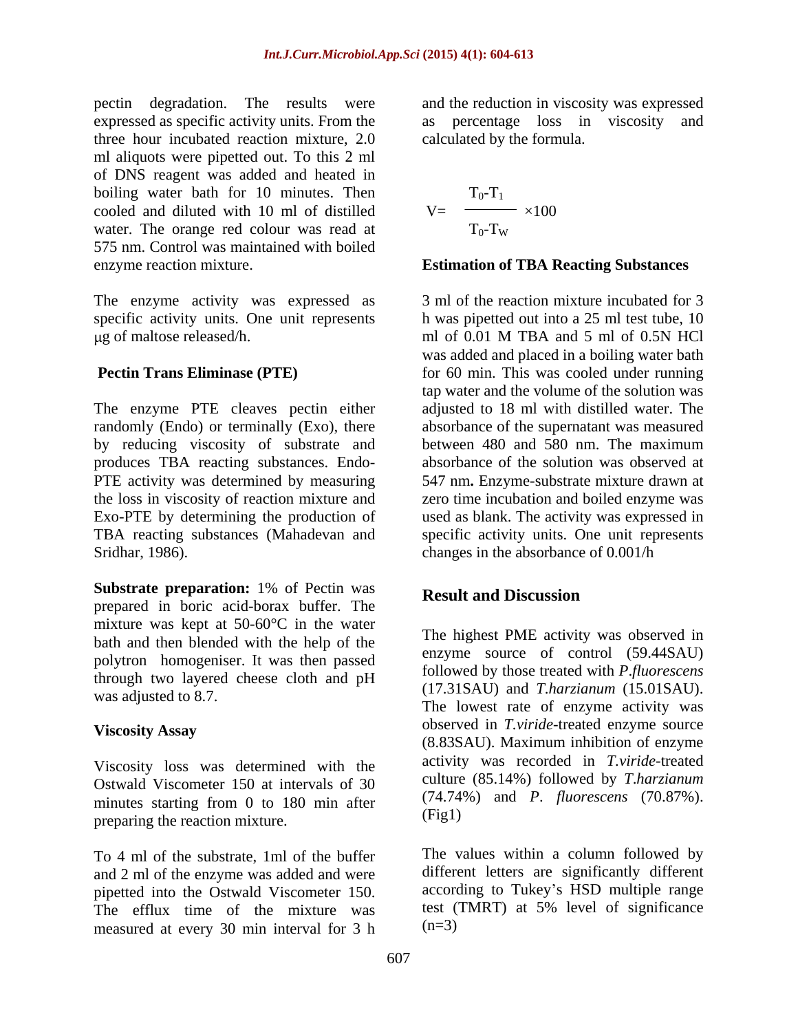pectin degradation. The results were expressed as specific activity units. From the three hour incubated reaction mixture, 2.0 ml aliquots were pipetted out. To this 2 ml of DNS reagent was added and heated in boiling water bath for 10 minutes. Then cooled and diluted with 10 ml of distilled water. The orange red colour was read at 575 nm. Control was maintained with boiled enzyme reaction mixture.

The enzyme activity was expressed as specific activity units. One unit represents μg of maltose released/h.

### Pectin Trans Eliminase (PTE)

The enzyme PTE cleaves pectin either randomly (Endo) or terminally (Exo), there by reducing viscosity of substrate and produces TBA reacting substances. Endo-PTE activity was determined by measuring the loss in viscosity of reaction mixture and Exo-PTE by determining the production of TBA reacting substances (Mahadevan and Sridhar, 1986).

**Substrate preparation:** 1% of Pectin was prepared in boric acid-borax buffer. The mixture was kept at 50-60°C in the water bath and then blended with the help of the polytron homogeniser. It was then passed through two layered cheese cloth and pH was adjusted to 8.7.

### Viscosity Assay

Viscosity loss was determined with the Ostwald Viscometer 150 at intervals of 30 minutes starting from 0 to 180 min after preparing the reaction mixture.

To 4 ml of the substrate, 1ml of the buffer and 2 ml of the enzyme was added and were pipetted into the Ostwald Viscometer 150. The efflux time of the mixture was measured at every 30 min interval for 3 h and the reduction in viscosity was expressed as percentage loss in viscosity and calculated by the formula.

$$V = \frac{T_0 - T_1}{T_0 - T_W} \times 100$$

### Estimation of TBA Reacting Substances

3 ml of the reaction mixture incubated for 3 h was pipetted out into a 25 ml test tube, 10 ml of 0.01 M TBA and 5 ml of 0.5N HCl was added and placed in a boiling water bath for 60 min. This was cooled under running tap water and the volume of the solution was adjusted to 18 ml with distilled water. The absorbance of the supernatant was measured between 480 and 580 nm. The maximum absorbance of the solution was observed at 547 nm**.** Enzyme-substrate mixture drawn at zero time incubation and boiled enzyme was used as blank. The activity was expressed in specific activity units. One unit represents changes in the absorbance of 0.001/h

## Result and Discussion

The highest PME activity was observed in enzyme source of control (59.44SAU) followed by those treated with *P.fluorescens* (17.31SAU) and *T.harzianum* (15.01SAU). The lowest rate of enzyme activity was observed in *T.viride*-treated enzyme source (8.83SAU). Maximum inhibition of enzyme activity was recorded in *T.viride*-treated culture (85.14%) followed by *T.harzianum* (74.74%) and *P. fluorescens* (70.87%). (Fig1)

The values within a column followed by different letters are significantly different according to Tukey's HSD multiple range test (TMRT) at 5% level of significance (n=3)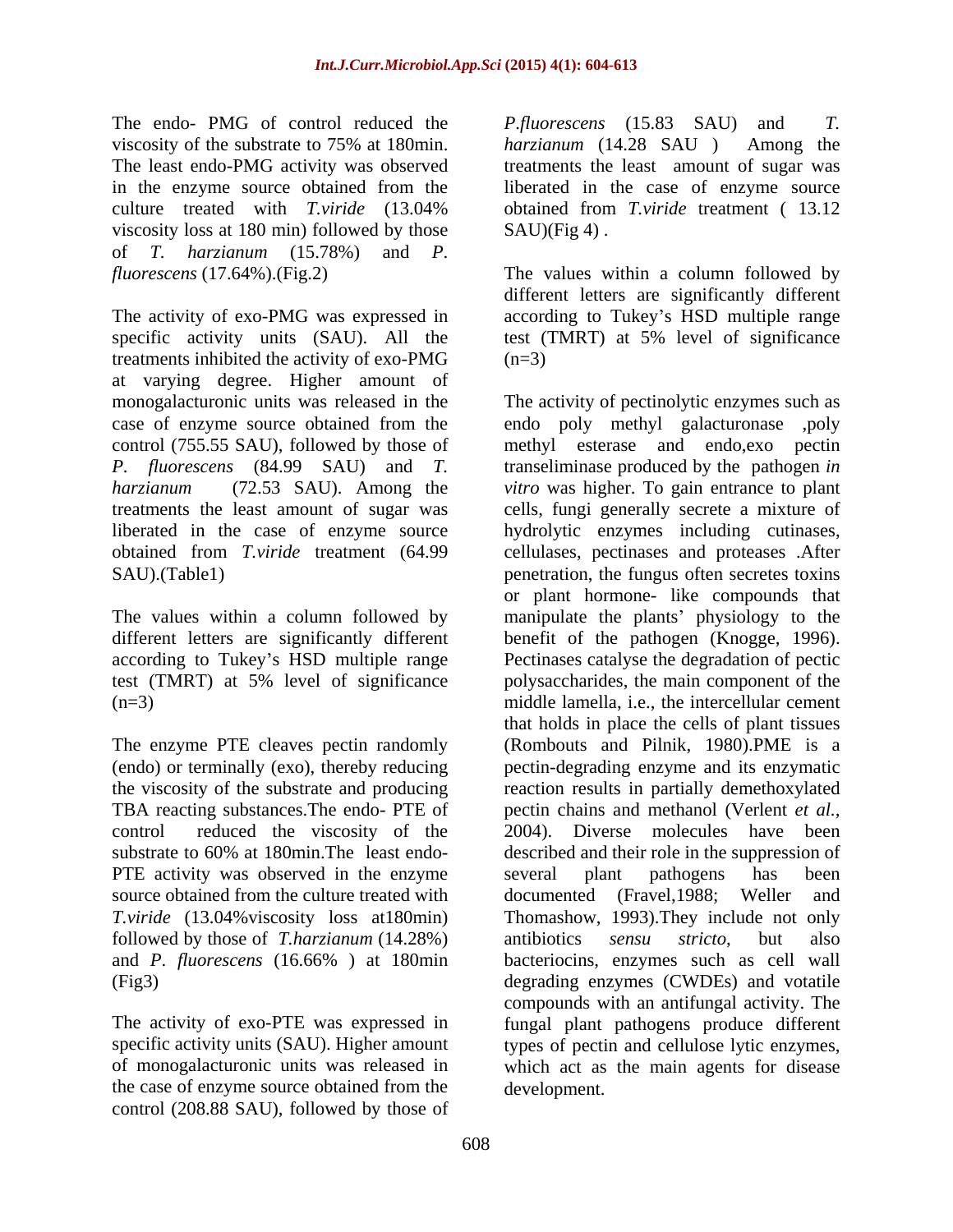The endo- PMG of control reduced the viscosity of the substrate to 75% at 180min. The least endo-PMG activity was observed in the enzyme source obtained from the culture treated with *T.viride* (13.04% viscosity loss at 180 min) followed by those of *T. harzianum* (15.78%) and *P. fluorescens* (17.64%).(Fig.2)

The activity of exo-PMG was expressed in specific activity units (SAU). All the treatments inhibited the activity of exo-PMG at varying degree. Higher amount of monogalacturonic units was released in the case of enzyme source obtained from the control (755.55 SAU), followed by those of *P. fluorescens* (84.99 SAU) and *T. harzianum* (72.53 SAU). Among the treatments the least amount of sugar was liberated in the case of enzyme source obtained from *T.viride* treatment (64.99 SAU).(Table1)

The values within a column followed by different letters are significantly different according to Tukey's HSD multiple range test (TMRT) at 5% level of significance (n=3)

The enzyme PTE cleaves pectin randomly (endo) or terminally (exo), thereby reducing the viscosity of the substrate and producing TBA reacting substances.The endo- PTE of control reduced the viscosity of the substrate to 60% at 180min.The least endo-PTE activity was observed in the enzyme source obtained from the culture treated with *T.viride* (13.04%viscosity loss at180min) followed by those of *T.harzianum* (14.28%) and *P. fluorescens* (16.66% ) at 180min (Fig3)

The activity of exo-PTE was expressed in specific activity units (SAU). Higher amount of monogalacturonic units was released in the case of enzyme source obtained from the control (208.88 SAU), followed by those of *P.fluorescens* (15.83 SAU) and *T. harzianum* (14.28 SAU ) Among the treatments the least amount of sugar was liberated in the case of enzyme source obtained from *T.viride* treatment ( 13.12 SAU)(Fig 4) .

The values within a column followed by different letters are significantly different according to Tukey's HSD multiple range test (TMRT) at 5% level of significance (n=3)

The activity of pectinolytic enzymes such as endo poly methyl galacturonase ,poly methyl esterase and endo,exo pectin transeliminase produced by the pathogen *in vitro* was higher. To gain entrance to plant cells, fungi generally secrete a mixture of hydrolytic enzymes including cutinases, cellulases, pectinases and proteases .After penetration, the fungus often secretes toxins or plant hormone- like compounds that manipulate the plants' physiology to the benefit of the pathogen (Knogge, 1996). Pectinases catalyse the degradation of pectic polysaccharides, the main component of the middle lamella, i.e., the intercellular cement that holds in place the cells of plant tissues (Rombouts and Pilnik, 1980).PME is a pectin-degrading enzyme and its enzymatic reaction results in partially demethoxylated pectin chains and methanol (Verlent *et al.,* 2004). Diverse molecules have been described and their role in the suppression of several plant pathogens has been documented (Fravel,1988; Weller and Thomashow, 1993).They include not only antibiotics *sensu stricto*, but also bacteriocins, enzymes such as cell wall degrading enzymes (CWDEs) and votatile compounds with an antifungal activity. The fungal plant pathogens produce different types of pectin and cellulose lytic enzymes, which act as the main agents for disease development.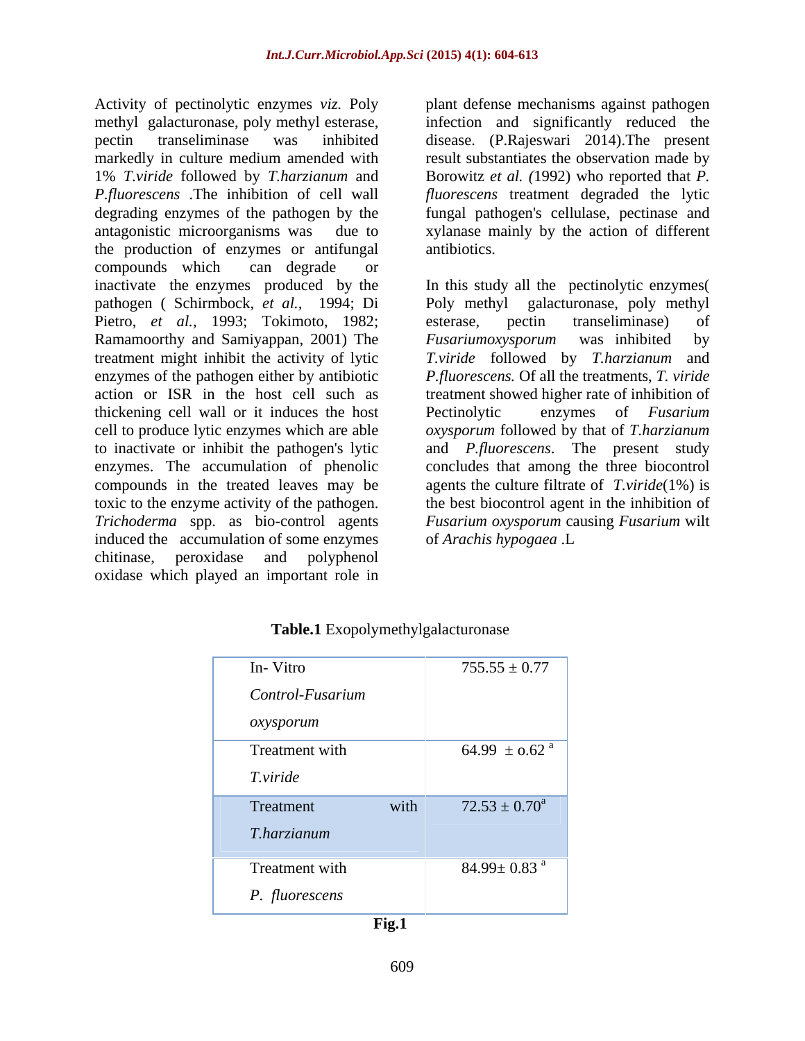Activity of pectinolytic enzymes *viz.* Poly methyl galacturonase, poly methyl esterase, pectin transeliminase was inhibited markedly in culture medium amended with 1% *T.viride* followed by *T.harzianum* and *P.fluorescens* .The inhibition of cell wall degrading enzymes of the pathogen by the antagonistic microorganisms was due to the production of enzymes or antifungal compounds which can degrade or inactivate the enzymes produced by the pathogen ( Schirmbock, *et al.,* 1994; Di Pietro, *et al.,* 1993; Tokimoto, 1982; Ramamoorthy and Samiyappan, 2001) The treatment might inhibit the activity of lytic enzymes of the pathogen either by antibiotic action or ISR in the host cell such as thickening cell wall or it induces the host cell to produce lytic enzymes which are able to inactivate or inhibit the pathogen's lytic enzymes. The accumulation of phenolic compounds in the treated leaves may be toxic to the enzyme activity of the pathogen. *Trichoderma* spp. as bio-control agents induced the accumulation of some enzymes chitinase, peroxidase and polyphenol oxidase which played an important role in plant defense mechanisms against pathogen infection and significantly reduced the disease. (P.Rajeswari 2014).The present result substantiates the observation made by Borowitz *et al. (*1992) who reported that *P. fluorescens* treatment degraded the lytic fungal pathogen's cellulase, pectinase and xylanase mainly by the action of different antibiotics.

In this study all the pectinolytic enzymes( Poly methyl galacturonase, poly methyl esterase, pectin transeliminase) of *Fusariumoxysporum* was inhibited by *T.viride* followed by *T.harzianum* and *P.fluorescens.* Of all the treatments, *T. viride* treatment showed higher rate of inhibition of Pectinolytic enzymes of *Fusarium oxysporum* followed by that of *T.harzianum* and *P.fluorescens*. The present study concludes that among the three biocontrol agents the culture filtrate of *T.viride*(1%) is the best biocontrol agent in the inhibition of *Fusarium oxysporum* causing *Fusarium* wilt of *Arachis hypogaea* .L

**Table.1** Exopolymethylgalacturonase

| | |
|---|---|
| In- Vitro *Control-Fusarium oxysporum* | 755.55 ± 0.77 |
| Treatment with *T.viride* | 64.99 ± o.62 [a] |
| Treatment with *T.harzianum* | 72.53 ± 0.70[a] |
| Treatment with *P. fluorescens* | 84.99± 0.83 [a] |

**Fig.1**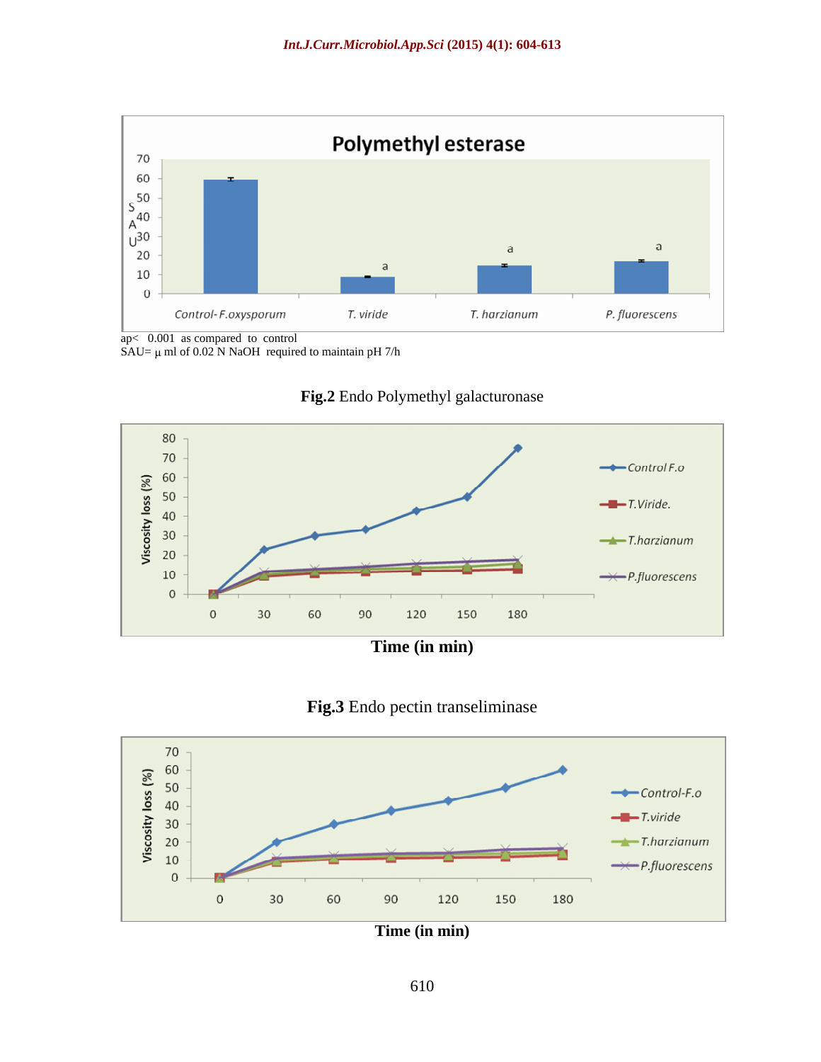ap< 0.001 as compared to control
SAU= μ ml of 0.02 N NaOH required to maintain pH 7/h

**Fig.2** Endo Polymethyl galacturonase

**Time (in min)**

**Fig.3** Endo pectin transeliminase

**Time (in min)**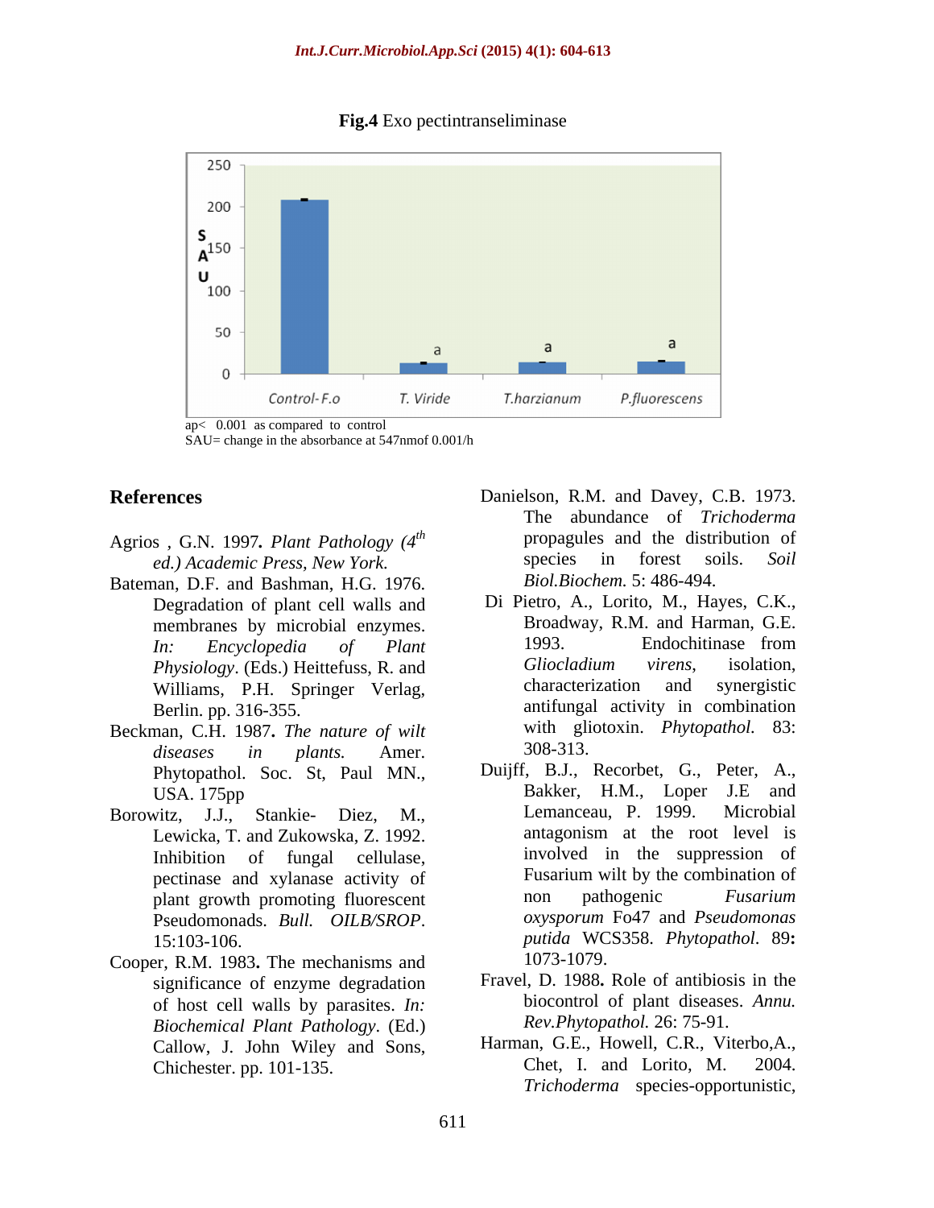**Fig.4** Exo pectintranseliminase

ap< 0.001 as compared to control
SAU= change in the absorbance at 547nmof 0.001/h

## References

Agrios , G.N. 1997**.** *Plant Pathology (4th ed.) Academic Press, New York.*

Bateman, D.F. and Bashman, H.G. 1976. Degradation of plant cell walls and membranes by microbial enzymes. *In: Encyclopedia of Plant Physiology*. (Eds.) Heittefuss, R. and Williams, P.H. Springer Verlag, Berlin. pp. 316-355.

Beckman, C.H. 1987**.** *The nature of wilt diseases in plants.* Amer. Phytopathol. Soc. St, Paul MN., USA. 175pp

Borowitz, J.J., Stankie- Diez, M., Lewicka, T. and Zukowska, Z. 1992. Inhibition of fungal cellulase, pectinase and xylanase activity of plant growth promoting fluorescent Pseudomonads. *Bull. OILB/SROP*. 15:103-106.

Cooper, R.M. 1983**.** The mechanisms and significance of enzyme degradation of host cell walls by parasites. *In: Biochemical Plant Pathology*. (Ed.) Callow, J. John Wiley and Sons, Chichester. pp. 101-135.

Danielson, R.M. and Davey, C.B. 1973. The abundance of *Trichoderma* propagules and the distribution of species in forest soils. *Soil Biol.Biochem.* 5: 486-494.

Di Pietro, A., Lorito, M., Hayes, C.K., Broadway, R.M. and Harman, G.E. 1993. Endochitinase from *Gliocladium virens*, isolation, characterization and synergistic antifungal activity in combination with gliotoxin. *Phytopathol.* 83: 308-313.

Duijff, B.J., Recorbet, G., Peter, A., Bakker, H.M., Loper J.E and Lemanceau, P. 1999. Microbial antagonism at the root level is involved in the suppression of Fusarium wilt by the combination of non pathogenic *Fusarium oxysporum* Fo47 and *Pseudomonas putida* WCS358. *Phytopathol*. 89**:** 1073-1079.

Fravel, D. 1988**.** Role of antibiosis in the biocontrol of plant diseases. *Annu. Rev.Phytopathol.* 26: 75-91.

Harman, G.E., Howell, C.R., Viterbo,A., Chet, I. and Lorito, M. 2004. *Trichoderma* species-opportunistic,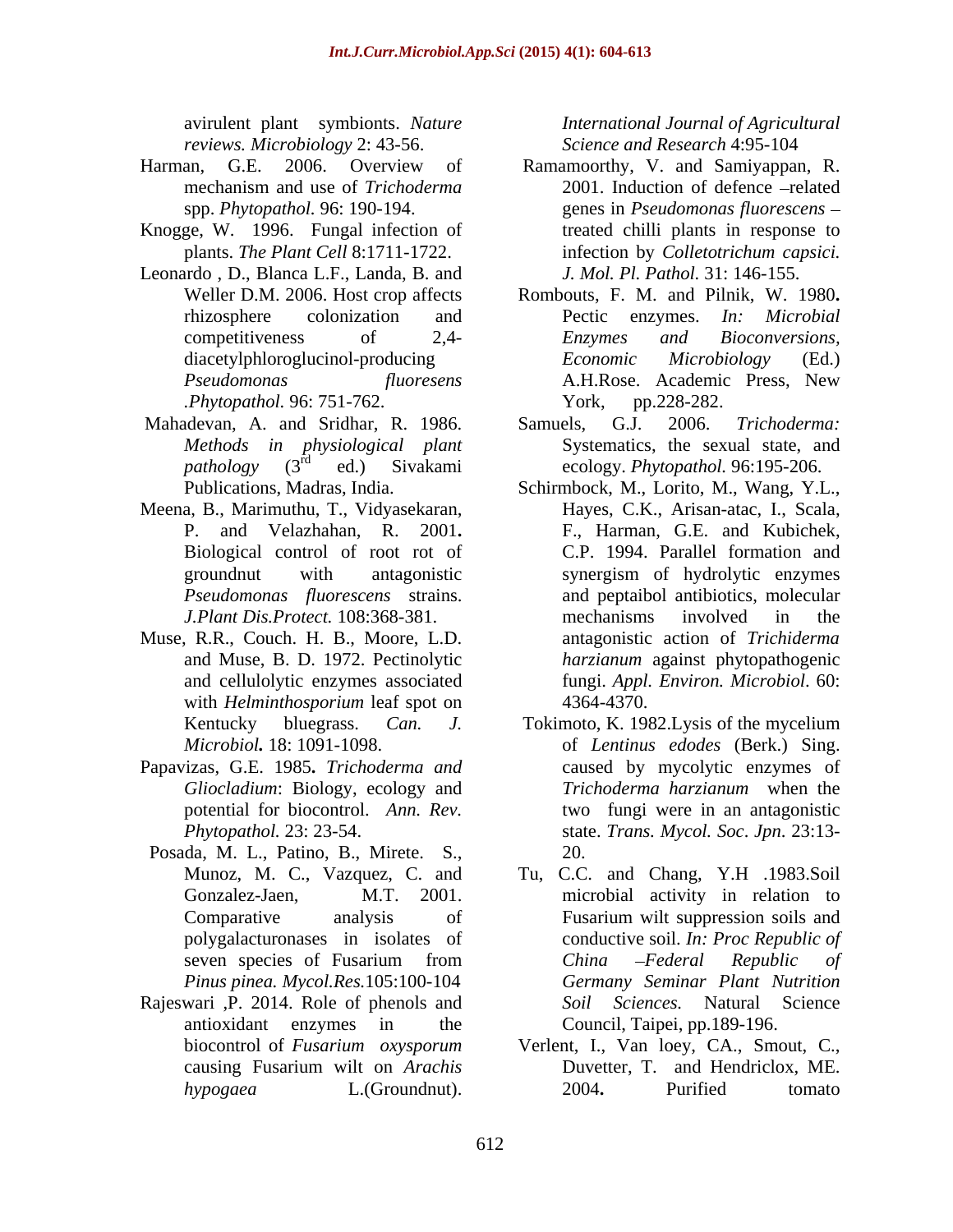avirulent plant symbionts. *Nature reviews. Microbiology* 2: 43-56.

Harman, G.E. 2006. Overview of mechanism and use of *Trichoderma* spp. *Phytopathol.* 96: 190-194.

Knogge, W. 1996. Fungal infection of plants. *The Plant Cell* 8:1711-1722.

Leonardo , D., Blanca L.F., Landa, B. and Weller D.M. 2006. Host crop affects rhizosphere colonization and competitiveness of 2,4-diacetylphloroglucinol-producing *Pseudomonas fluoresens .Phytopathol.* 96: 751-762.

Mahadevan, A. and Sridhar, R. 1986. *Methods in physiological plant pathology* (3rd ed.) Sivakami Publications, Madras, India.

Meena, B., Marimuthu, T., Vidyasekaran, P. and Velazhahan, R. 2001**.** Biological control of root rot of groundnut with antagonistic *Pseudomonas fluorescens* strains. *J.Plant Dis.Protect.* 108:368-381.

Muse, R.R., Couch. H. B., Moore, L.D. and Muse, B. D. 1972. Pectinolytic and cellulolytic enzymes associated with *Helminthosporium* leaf spot on Kentucky bluegrass. *Can. J. Microbiol.* 18: 1091-1098.

Papavizas, G.E. 1985**.** *Trichoderma and Gliocladium*: Biology, ecology and potential for biocontrol. *Ann. Rev. Phytopathol.* 23: 23-54.

Posada, M. L., Patino, B., Mirete. S., Munoz, M. C., Vazquez, C. and Gonzalez-Jaen, M.T. 2001. Comparative analysis of polygalacturonases in isolates of seven species of Fusarium from *Pinus pinea. Mycol.Res.*105:100-104

Rajeswari ,P. 2014. Role of phenols and antioxidant enzymes in the biocontrol of *Fusarium oxysporum* causing Fusarium wilt on *Arachis hypogaea* L.(Groundnut). *International Journal of Agricultural Science and Research* 4:95-104

Ramamoorthy, V. and Samiyappan, R. 2001. Induction of defence –related genes in *Pseudomonas fluorescens* – treated chilli plants in response to infection by *Colletotrichum capsici. J. Mol. Pl. Pathol.* 31: 146-155.

Rombouts, F. M. and Pilnik, W. 1980**.** Pectic enzymes. *In: Microbial Enzymes and Bioconversions, Economic Microbiology* (Ed.) A.H.Rose. Academic Press, New York, pp.228-282.

Samuels, G.J. 2006. *Trichoderma:* Systematics, the sexual state, and ecology. *Phytopathol.* 96:195-206.

Schirmbock, M., Lorito, M., Wang, Y.L., Hayes, C.K., Arisan-atac, I., Scala, F., Harman, G.E. and Kubichek, C.P. 1994. Parallel formation and synergism of hydrolytic enzymes and peptaibol antibiotics, molecular mechanisms involved in the antagonistic action of *Trichiderma harzianum* against phytopathogenic fungi. *Appl. Environ. Microbiol*. 60: 4364-4370.

Tokimoto, K. 1982.Lysis of the mycelium of *Lentinus edodes* (Berk.) Sing. caused by mycolytic enzymes of *Trichoderma harzianum* when the two fungi were in an antagonistic state. *Trans. Mycol. Soc. Jpn*. 23:13-20.

Tu, C.C. and Chang, Y.H .1983.Soil microbial activity in relation to Fusarium wilt suppression soils and conductive soil. *In: Proc Republic of China –Federal Republic of Germany Seminar Plant Nutrition Soil Sciences.* Natural Science Council, Taipei, pp.189-196.

Verlent, I., Van loey, CA., Smout, C., Duvetter, T. and Hendriclox, ME. 2004**.** Purified tomato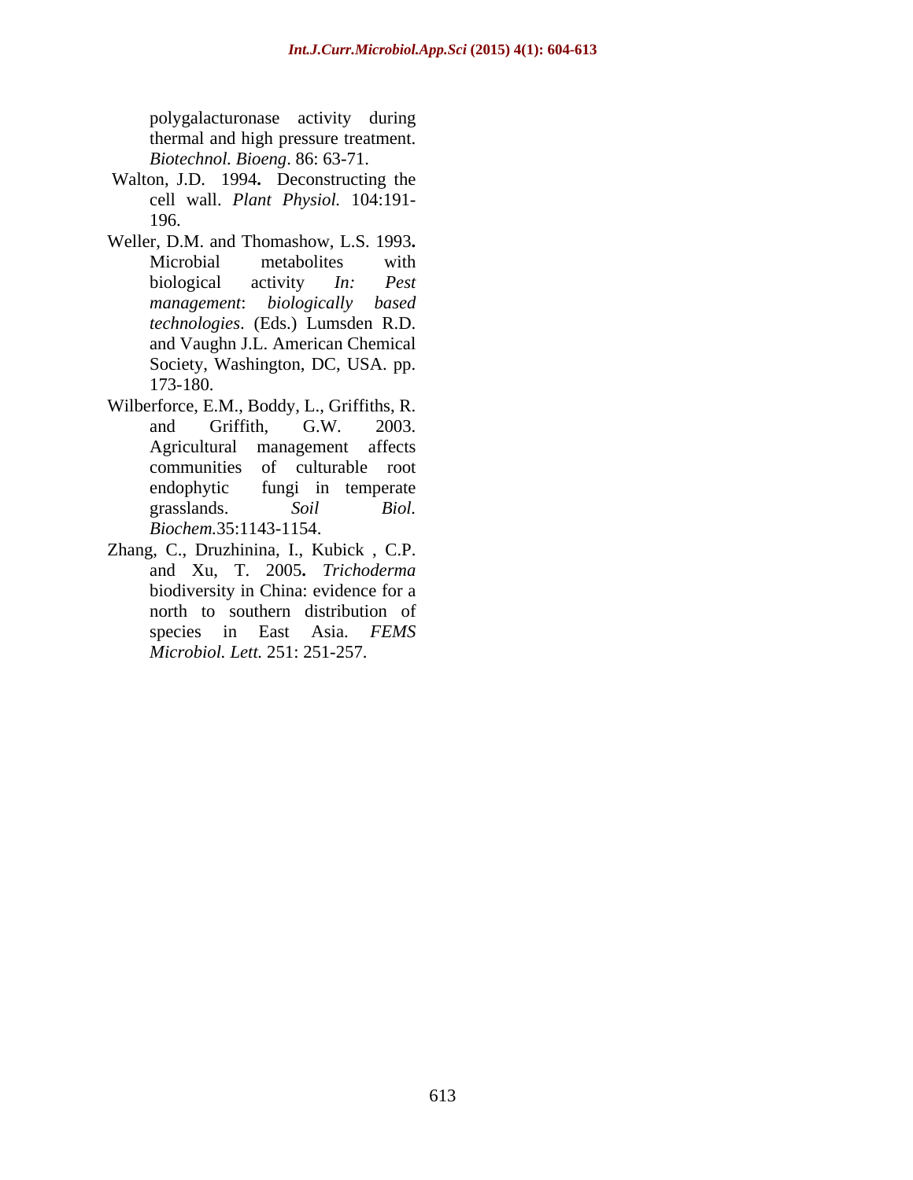polygalacturonase activity during thermal and high pressure treatment. *Biotechnol. Bioeng*. 86: 63-71.

Walton, J.D. 1994**.** Deconstructing the cell wall. *Plant Physiol.* 104:191-196.

Weller, D.M. and Thomashow, L.S. 1993**.** Microbial metabolites with biological activity *In: Pest management*: *biologically based technologies*. (Eds.) Lumsden R.D. and Vaughn J.L. American Chemical Society, Washington, DC, USA. pp. 173-180.

Wilberforce, E.M., Boddy, L., Griffiths, R. and Griffith, G.W. 2003. Agricultural management affects communities of culturable root endophytic fungi in temperate grasslands. *Soil Biol. Biochem.*35:1143-1154.

Zhang, C., Druzhinina, I., Kubick , C.P. and Xu, T. 2005**.** *Trichoderma* biodiversity in China: evidence for a north to southern distribution of species in East Asia. *FEMS Microbiol. Lett.* 251: 251-257.